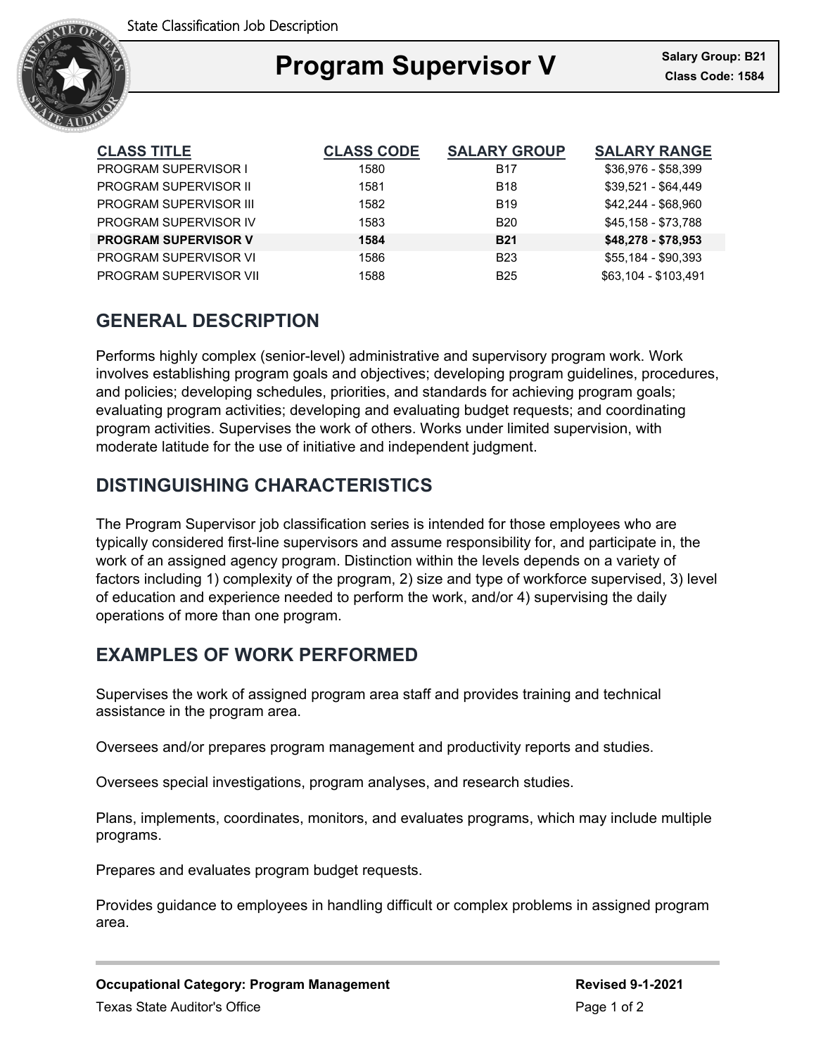State Classification Job Description

# Program Supervisor V

**Salary Group: B21**
**Class Code: 1584**

| CLASS TITLE | CLASS CODE | SALARY GROUP | SALARY RANGE |
|---|---|---|---|
| PROGRAM SUPERVISOR I | 1580 | B17 | $36,976 - $58,399 |
| PROGRAM SUPERVISOR II | 1581 | B18 | $39,521 - $64,449 |
| PROGRAM SUPERVISOR III | 1582 | B19 | $42,244 - $68,960 |
| PROGRAM SUPERVISOR IV | 1583 | B20 | $45,158 - $73,788 |
| **PROGRAM SUPERVISOR V** | **1584** | **B21** | **$48,278 - $78,953** |
| PROGRAM SUPERVISOR VI | 1586 | B23 | $55,184 - $90,393 |
| PROGRAM SUPERVISOR VII | 1588 | B25 | $63,104 - $103,491 |

## GENERAL DESCRIPTION

Performs highly complex (senior-level) administrative and supervisory program work. Work involves establishing program goals and objectives; developing program guidelines, procedures, and policies; developing schedules, priorities, and standards for achieving program goals; evaluating program activities; developing and evaluating budget requests; and coordinating program activities. Supervises the work of others. Works under limited supervision, with moderate latitude for the use of initiative and independent judgment.

## DISTINGUISHING CHARACTERISTICS

The Program Supervisor job classification series is intended for those employees who are typically considered first-line supervisors and assume responsibility for, and participate in, the work of an assigned agency program. Distinction within the levels depends on a variety of factors including 1) complexity of the program, 2) size and type of workforce supervised, 3) level of education and experience needed to perform the work, and/or 4) supervising the daily operations of more than one program.

## EXAMPLES OF WORK PERFORMED

Supervises the work of assigned program area staff and provides training and technical assistance in the program area.

Oversees and/or prepares program management and productivity reports and studies.

Oversees special investigations, program analyses, and research studies.

Plans, implements, coordinates, monitors, and evaluates programs, which may include multiple programs.

Prepares and evaluates program budget requests.

Provides guidance to employees in handling difficult or complex problems in assigned program area.

**Occupational Category: Program Management**
Texas State Auditor's Office

**Revised 9-1-2021**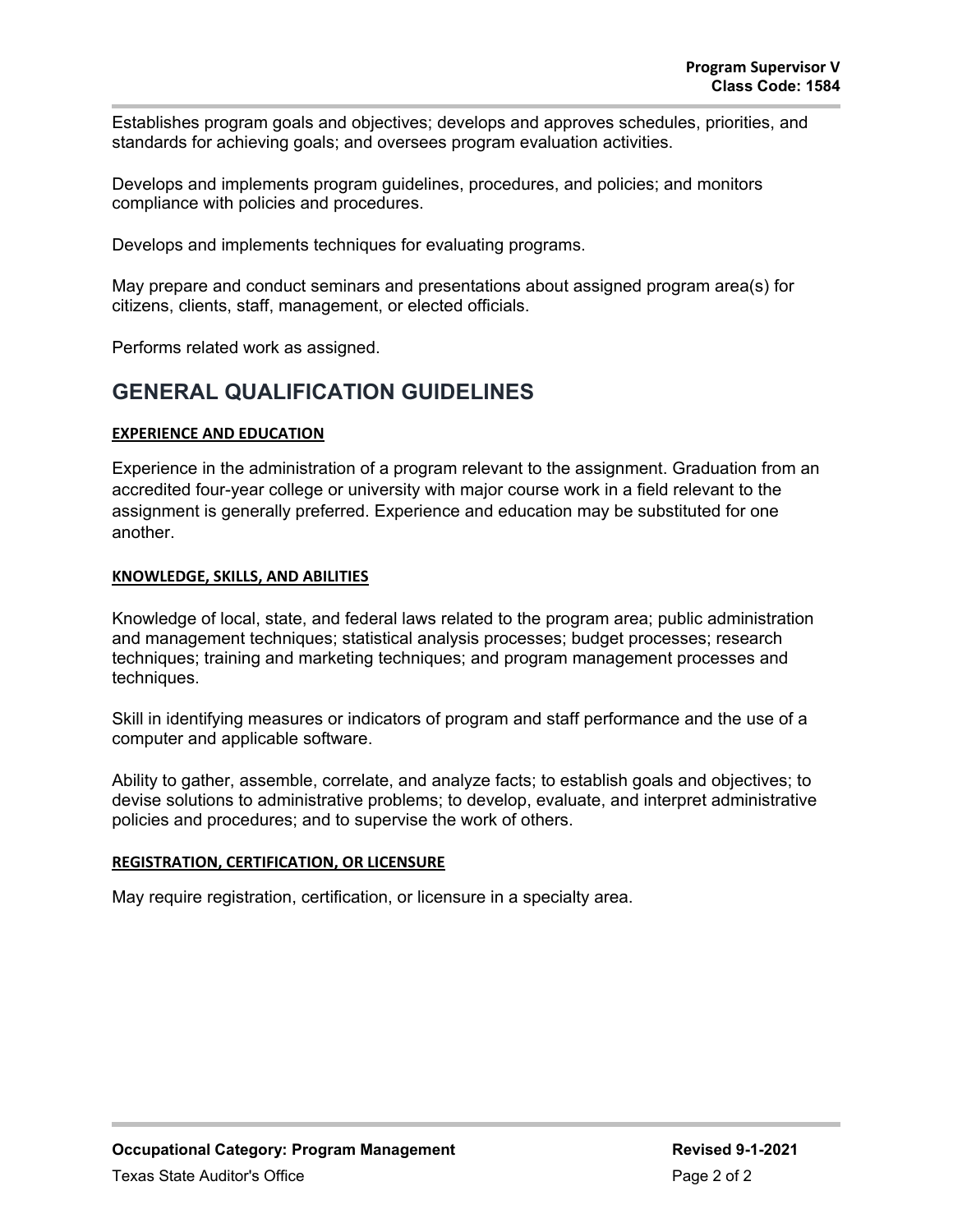Establishes program goals and objectives; develops and approves schedules, priorities, and standards for achieving goals; and oversees program evaluation activities.

Develops and implements program guidelines, procedures, and policies; and monitors compliance with policies and procedures.

Develops and implements techniques for evaluating programs.

May prepare and conduct seminars and presentations about assigned program area(s) for citizens, clients, staff, management, or elected officials.

Performs related work as assigned.

## GENERAL QUALIFICATION GUIDELINES

### EXPERIENCE AND EDUCATION

Experience in the administration of a program relevant to the assignment. Graduation from an accredited four-year college or university with major course work in a field relevant to the assignment is generally preferred. Experience and education may be substituted for one another.

### KNOWLEDGE, SKILLS, AND ABILITIES

Knowledge of local, state, and federal laws related to the program area; public administration and management techniques; statistical analysis processes; budget processes; research techniques; training and marketing techniques; and program management processes and techniques.

Skill in identifying measures or indicators of program and staff performance and the use of a computer and applicable software.

Ability to gather, assemble, correlate, and analyze facts; to establish goals and objectives; to devise solutions to administrative problems; to develop, evaluate, and interpret administrative policies and procedures; and to supervise the work of others.

### REGISTRATION, CERTIFICATION, OR LICENSURE

May require registration, certification, or licensure in a specialty area.